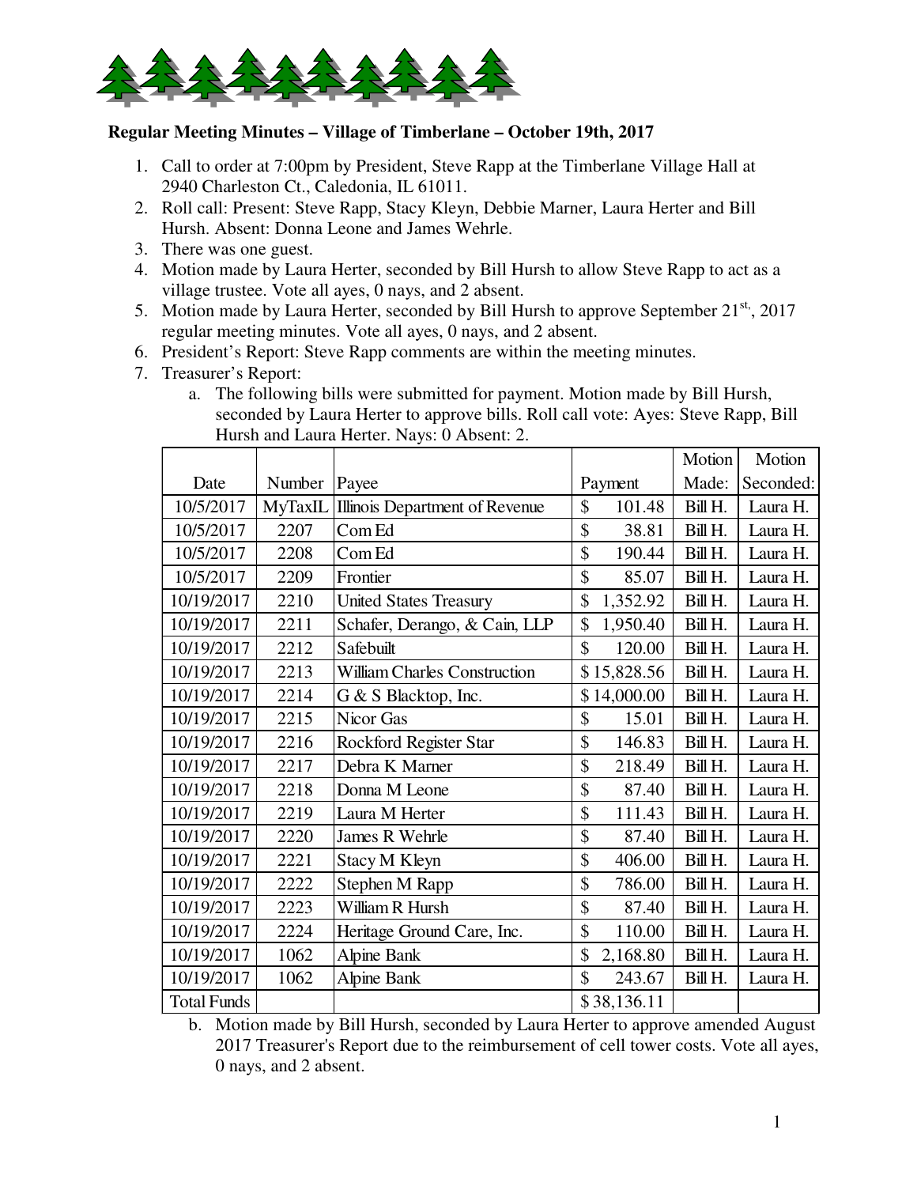**Regular Meeting Minutes – Village of Timberlane – October 19th, 2017**

1. Call to order at 7:00pm by President, Steve Rapp at the Timberlane Village Hall at 2940 Charleston Ct., Caledonia, IL 61011.
2. Roll call: Present: Steve Rapp, Stacy Kleyn, Debbie Marner, Laura Herter and Bill Hursh. Absent: Donna Leone and James Wehrle.
3. There was one guest.
4. Motion made by Laura Herter, seconded by Bill Hursh to allow Steve Rapp to act as a village trustee. Vote all ayes, 0 nays, and 2 absent.
5. Motion made by Laura Herter, seconded by Bill Hursh to approve September 21st, 2017 regular meeting minutes. Vote all ayes, 0 nays, and 2 absent.
6. President's Report: Steve Rapp comments are within the meeting minutes.
7. Treasurer's Report:
   a. The following bills were submitted for payment. Motion made by Bill Hursh, seconded by Laura Herter to approve bills. Roll call vote: Ayes: Steve Rapp, Bill Hursh and Laura Herter. Nays: 0 Absent: 2.

| Date | Number | Payee | Payment | Motion Made: | Motion Seconded: |
|---|---|---|---|---|---|
| 10/5/2017 | MyTaxIL | Illinois Department of Revenue | $ 101.48 | Bill H. | Laura H. |
| 10/5/2017 | 2207 | Com Ed | $ 38.81 | Bill H. | Laura H. |
| 10/5/2017 | 2208 | Com Ed | $ 190.44 | Bill H. | Laura H. |
| 10/5/2017 | 2209 | Frontier | $ 85.07 | Bill H. | Laura H. |
| 10/19/2017 | 2210 | United States Treasury | $ 1,352.92 | Bill H. | Laura H. |
| 10/19/2017 | 2211 | Schafer, Derango, & Cain, LLP | $ 1,950.40 | Bill H. | Laura H. |
| 10/19/2017 | 2212 | Safebuilt | $ 120.00 | Bill H. | Laura H. |
| 10/19/2017 | 2213 | William Charles Construction | $ 15,828.56 | Bill H. | Laura H. |
| 10/19/2017 | 2214 | G & S Blacktop, Inc. | $ 14,000.00 | Bill H. | Laura H. |
| 10/19/2017 | 2215 | Nicor Gas | $ 15.01 | Bill H. | Laura H. |
| 10/19/2017 | 2216 | Rockford Register Star | $ 146.83 | Bill H. | Laura H. |
| 10/19/2017 | 2217 | Debra K Marner | $ 218.49 | Bill H. | Laura H. |
| 10/19/2017 | 2218 | Donna M Leone | $ 87.40 | Bill H. | Laura H. |
| 10/19/2017 | 2219 | Laura M Herter | $ 111.43 | Bill H. | Laura H. |
| 10/19/2017 | 2220 | James R Wehrle | $ 87.40 | Bill H. | Laura H. |
| 10/19/2017 | 2221 | Stacy M Kleyn | $ 406.00 | Bill H. | Laura H. |
| 10/19/2017 | 2222 | Stephen M Rapp | $ 786.00 | Bill H. | Laura H. |
| 10/19/2017 | 2223 | William R Hursh | $ 87.40 | Bill H. | Laura H. |
| 10/19/2017 | 2224 | Heritage Ground Care, Inc. | $ 110.00 | Bill H. | Laura H. |
| 10/19/2017 | 1062 | Alpine Bank | $ 2,168.80 | Bill H. | Laura H. |
| 10/19/2017 | 1062 | Alpine Bank | $ 243.67 | Bill H. | Laura H. |
| Total Funds | | | $ 38,136.11 | | |

   b. Motion made by Bill Hursh, seconded by Laura Herter to approve amended August 2017 Treasurer's Report due to the reimbursement of cell tower costs. Vote all ayes, 0 nays, and 2 absent.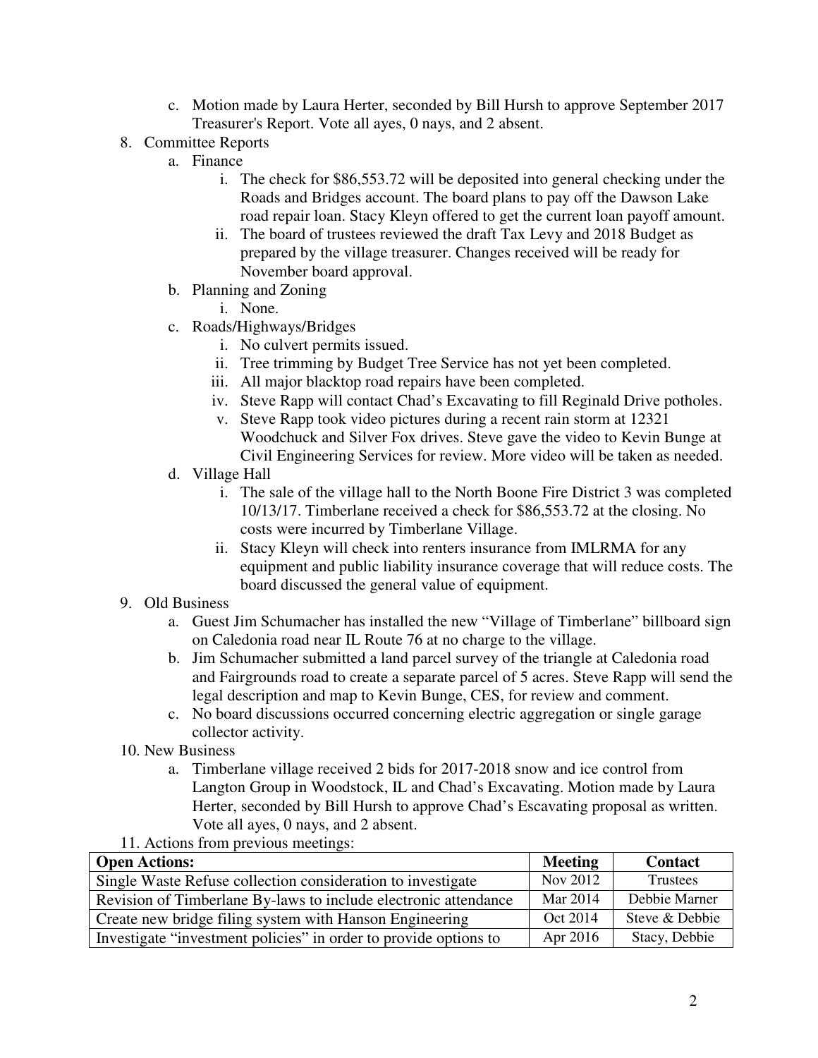c. Motion made by Laura Herter, seconded by Bill Hursh to approve September 2017 Treasurer's Report. Vote all ayes, 0 nays, and 2 absent.

8. Committee Reports
   a. Finance
      i. The check for $86,553.72 will be deposited into general checking under the Roads and Bridges account. The board plans to pay off the Dawson Lake road repair loan. Stacy Kleyn offered to get the current loan payoff amount.
      ii. The board of trustees reviewed the draft Tax Levy and 2018 Budget as prepared by the village treasurer. Changes received will be ready for November board approval.
   b. Planning and Zoning
      i. None.
   c. Roads/Highways/Bridges
      i. No culvert permits issued.
      ii. Tree trimming by Budget Tree Service has not yet been completed.
      iii. All major blacktop road repairs have been completed.
      iv. Steve Rapp will contact Chad's Excavating to fill Reginald Drive potholes.
      v. Steve Rapp took video pictures during a recent rain storm at 12321 Woodchuck and Silver Fox drives. Steve gave the video to Kevin Bunge at Civil Engineering Services for review. More video will be taken as needed.
   d. Village Hall
      i. The sale of the village hall to the North Boone Fire District 3 was completed 10/13/17. Timberlane received a check for $86,553.72 at the closing. No costs were incurred by Timberlane Village.
      ii. Stacy Kleyn will check into renters insurance from IMLRMA for any equipment and public liability insurance coverage that will reduce costs. The board discussed the general value of equipment.

9. Old Business
   a. Guest Jim Schumacher has installed the new "Village of Timberlane" billboard sign on Caledonia road near IL Route 76 at no charge to the village.
   b. Jim Schumacher submitted a land parcel survey of the triangle at Caledonia road and Fairgrounds road to create a separate parcel of 5 acres. Steve Rapp will send the legal description and map to Kevin Bunge, CES, for review and comment.
   c. No board discussions occurred concerning electric aggregation or single garage collector activity.

10. New Business
   a. Timberlane village received 2 bids for 2017-2018 snow and ice control from Langton Group in Woodstock, IL and Chad's Excavating. Motion made by Laura Herter, seconded by Bill Hursh to approve Chad's Escavating proposal as written. Vote all ayes, 0 nays, and 2 absent.

11. Actions from previous meetings:

| Open Actions: | Meeting | Contact |
|---|---|---|
| Single Waste Refuse collection consideration to investigate | Nov 2012 | Trustees |
| Revision of Timberlane By-laws to include electronic attendance | Mar 2014 | Debbie Marner |
| Create new bridge filing system with Hanson Engineering | Oct 2014 | Steve & Debbie |
| Investigate "investment policies" in order to provide options to | Apr 2016 | Stacy, Debbie |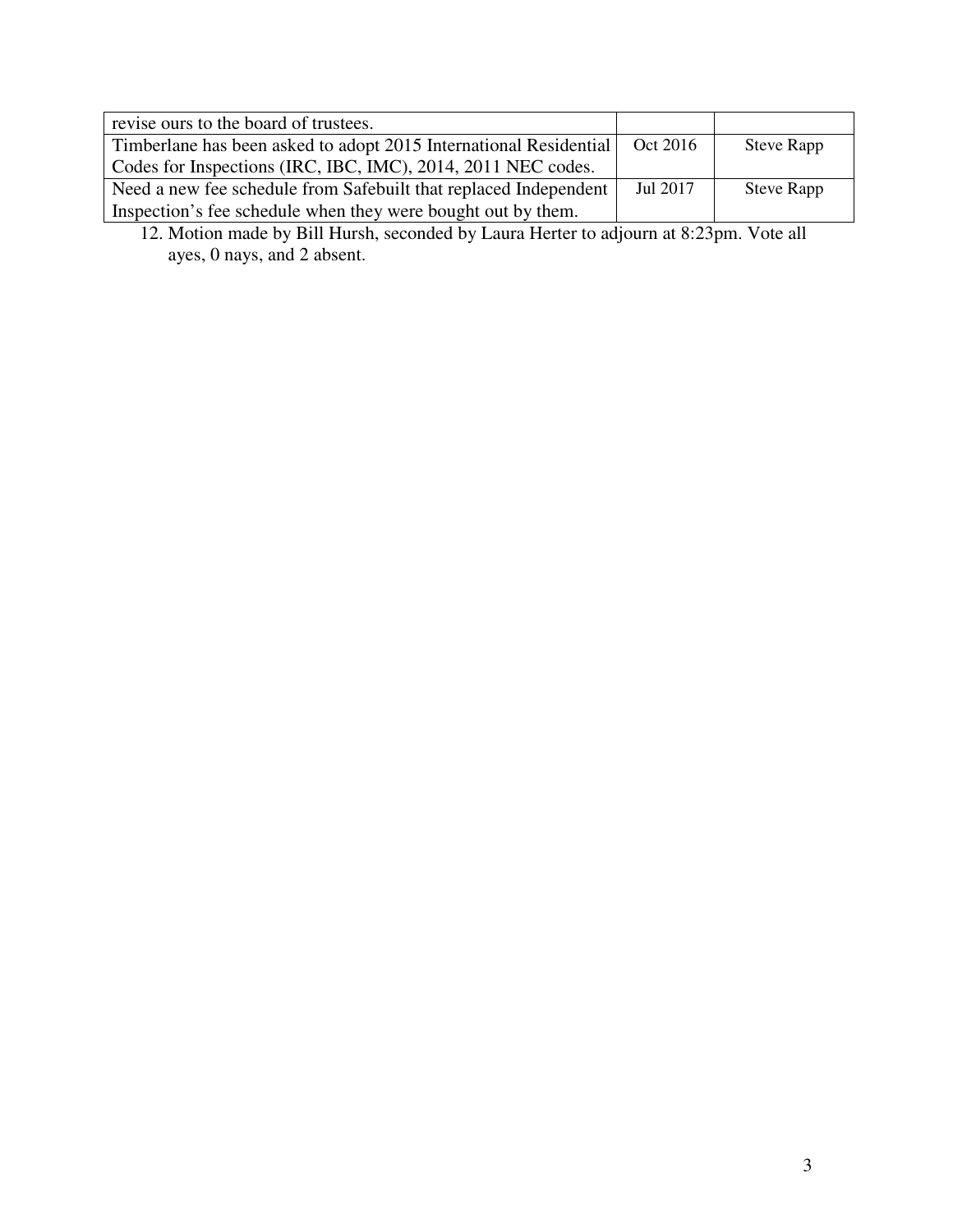| | | |
|---|---|---|
| revise ours to the board of trustees. | | |
| Timberlane has been asked to adopt 2015 International Residential Codes for Inspections (IRC, IBC, IMC), 2014, 2011 NEC codes. | Oct 2016 | Steve Rapp |
| Need a new fee schedule from Safebuilt that replaced Independent Inspection's fee schedule when they were bought out by them. | Jul 2017 | Steve Rapp |

12. Motion made by Bill Hursh, seconded by Laura Herter to adjourn at 8:23pm. Vote all ayes, 0 nays, and 2 absent.